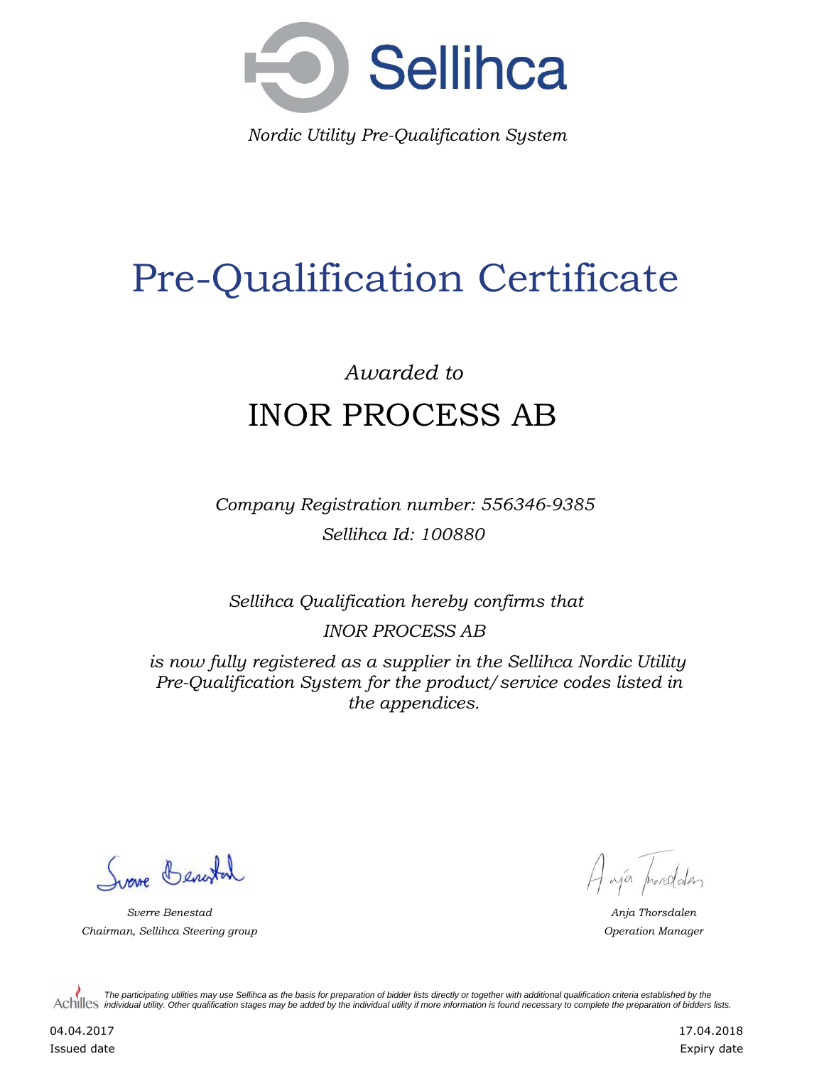Sellihca

*Nordic Utility Pre-Qualification System*

# Pre-Qualification Certificate

*Awarded to*

## INOR PROCESS AB

*Company Registration number: 556346-9385*

*Sellihca Id: 100880*

*Sellihca Qualification hereby confirms that*

*INOR PROCESS AB*

*is now fully registered as a supplier in the Sellihca Nordic Utility Pre-Qualification System for the product/service codes listed in the appendices.*

*Sverre Benestad*
*Chairman, Sellihca Steering group*

*Anja Thorsdalen*
*Operation Manager*

Achilles

*The participating utilities may use Sellihca as the basis for preparation of bidder lists directly or together with additional qualification criteria established by the individual utility. Other qualification stages may be added by the individual utility if more information is found necessary to complete the preparation of bidders lists.*

04.04.2017
Issued date

17.04.2018
Expiry date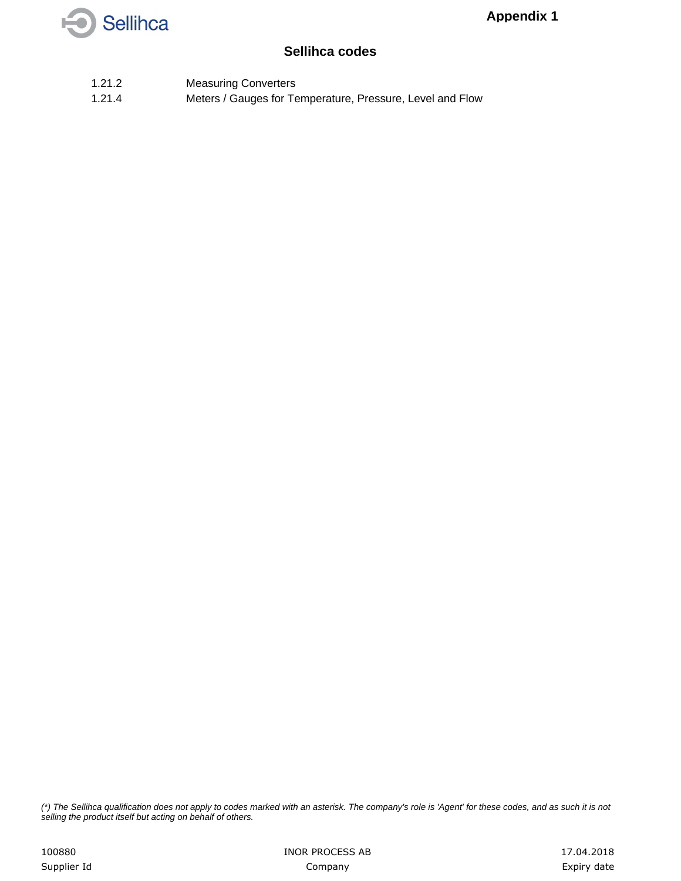**Appendix 1**

## Sellihca codes

| | |
|---|---|
| 1.21.2 | Measuring Converters |
| 1.21.4 | Meters / Gauges for Temperature, Pressure, Level and Flow |

*(*) The Sellihca qualification does not apply to codes marked with an asterisk. The company's role is 'Agent' for these codes, and as such it is not selling the product itself but acting on behalf of others.*

| 100880 | INOR PROCESS AB | 17.04.2018 |
|---|---|---|
| Supplier Id | Company | Expiry date |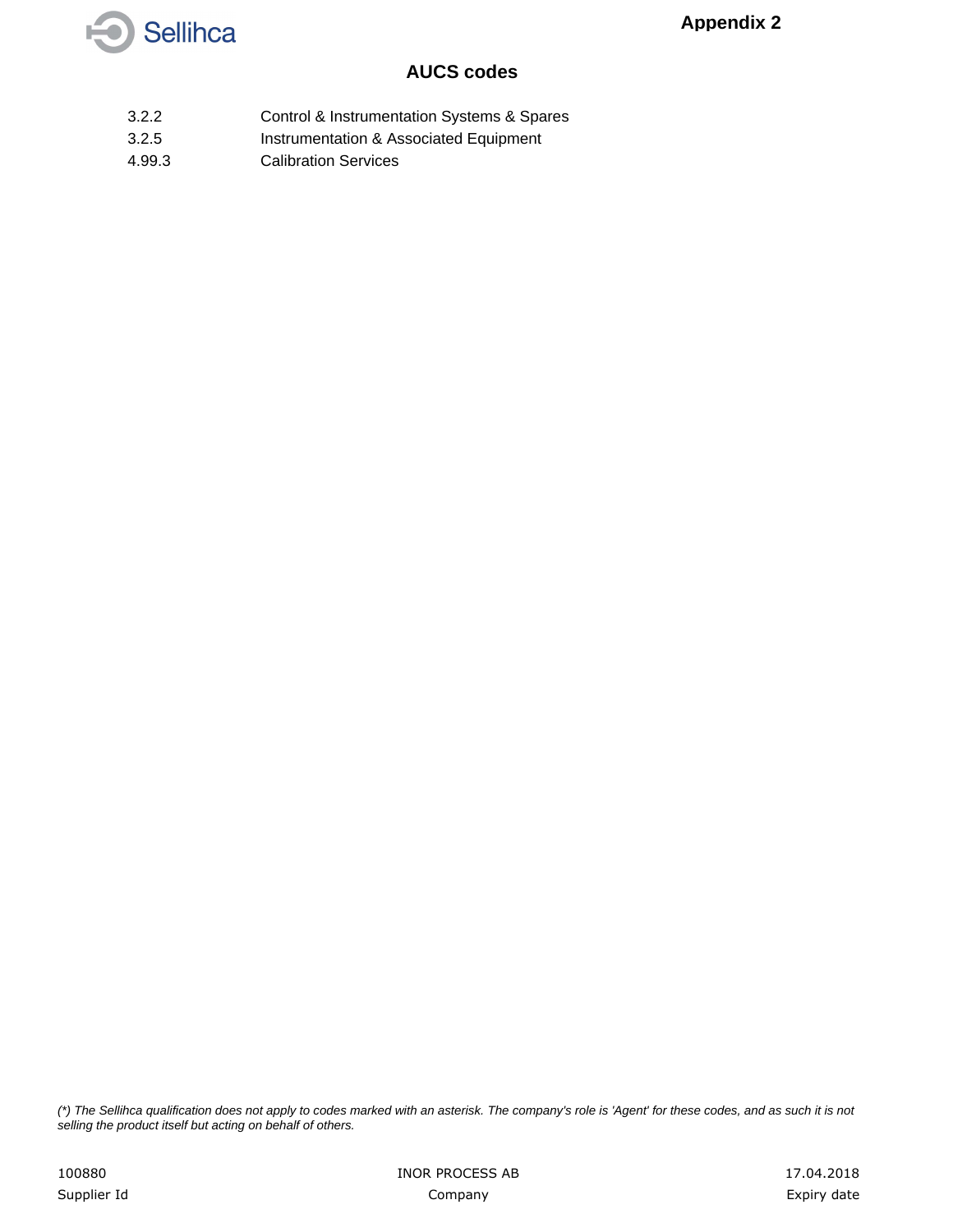## Appendix 2

### AUCS codes

| | |
|---|---|
| 3.2.2 | Control & Instrumentation Systems & Spares |
| 3.2.5 | Instrumentation & Associated Equipment |
| 4.99.3 | Calibration Services |

*(\*) The Sellihca qualification does not apply to codes marked with an asterisk. The company's role is 'Agent' for these codes, and as such it is not selling the product itself but acting on behalf of others.*

| | | |
|---|---|---|
| 100880 | INOR PROCESS AB | 17.04.2018 |
| Supplier Id | Company | Expiry date |